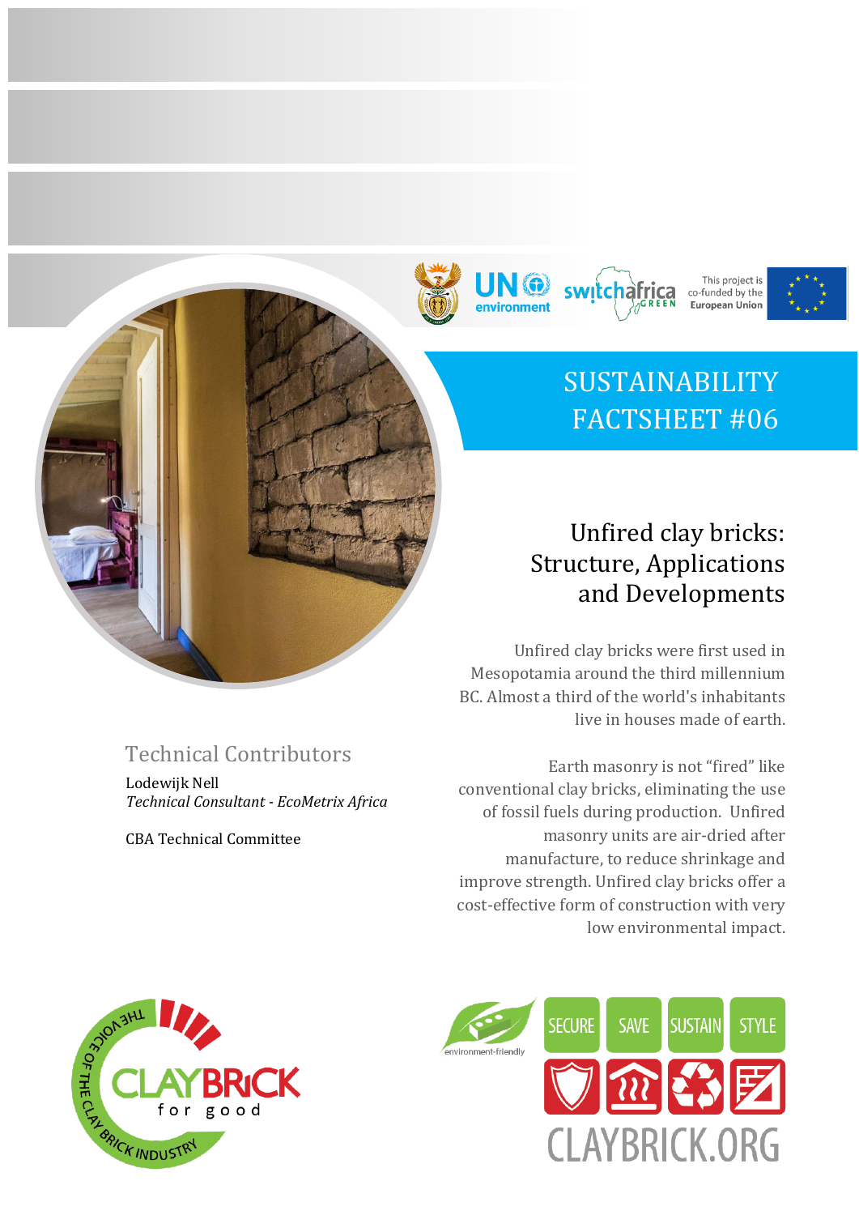# SUSTAINABILITY FACTSHEET #06

## Unfired clay bricks: Structure, Applications and Developments

Unfired clay bricks were first used in Mesopotamia around the third millennium BC. Almost a third of the world's inhabitants live in houses made of earth.

Earth masonry is not "fired" like conventional clay bricks, eliminating the use of fossil fuels during production. Unfired masonry units are air-dried after manufacture, to reduce shrinkage and improve strength. Unfired clay bricks offer a cost-effective form of construction with very low environmental impact.

### Technical Contributors

Lodewijk Nell
*Technical Consultant - EcoMetrix Africa*

CBA Technical Committee

This project is co-funded by the European Union

SECURE SAVE SUSTAIN STYLE

CLAYBRICK.ORG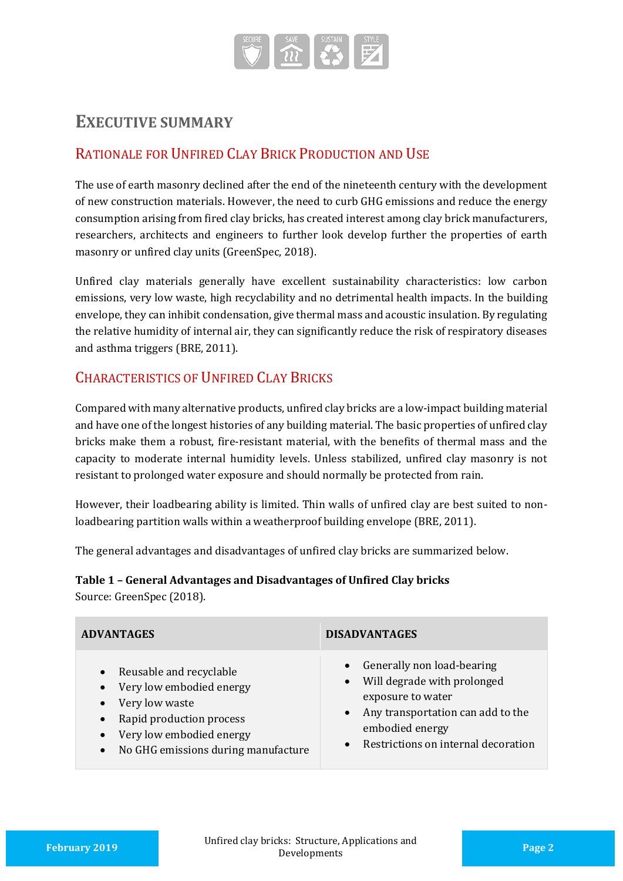# Executive Summary

## Rationale for Unfired Clay Brick Production and Use

The use of earth masonry declined after the end of the nineteenth century with the development of new construction materials. However, the need to curb GHG emissions and reduce the energy consumption arising from fired clay bricks, has created interest among clay brick manufacturers, researchers, architects and engineers to further look develop further the properties of earth masonry or unfired clay units (GreenSpec, 2018).

Unfired clay materials generally have excellent sustainability characteristics: low carbon emissions, very low waste, high recyclability and no detrimental health impacts. In the building envelope, they can inhibit condensation, give thermal mass and acoustic insulation. By regulating the relative humidity of internal air, they can significantly reduce the risk of respiratory diseases and asthma triggers (BRE, 2011).

## Characteristics of Unfired Clay Bricks

Compared with many alternative products, unfired clay bricks are a low-impact building material and have one of the longest histories of any building material. The basic properties of unfired clay bricks make them a robust, fire-resistant material, with the benefits of thermal mass and the capacity to moderate internal humidity levels. Unless stabilized, unfired clay masonry is not resistant to prolonged water exposure and should normally be protected from rain.

However, their loadbearing ability is limited. Thin walls of unfired clay are best suited to non-loadbearing partition walls within a weatherproof building envelope (BRE, 2011).

The general advantages and disadvantages of unfired clay bricks are summarized below.

**Table 1 – General Advantages and Disadvantages of Unfired Clay bricks**
Source: GreenSpec (2018).

| ADVANTAGES | DISADVANTAGES |
|---|---|
| • Reusable and recyclable<br>• Very low embodied energy<br>• Very low waste<br>• Rapid production process<br>• Very low embodied energy<br>• No GHG emissions during manufacture | • Generally non load-bearing<br>• Will degrade with prolonged exposure to water<br>• Any transportation can add to the embodied energy<br>• Restrictions on internal decoration |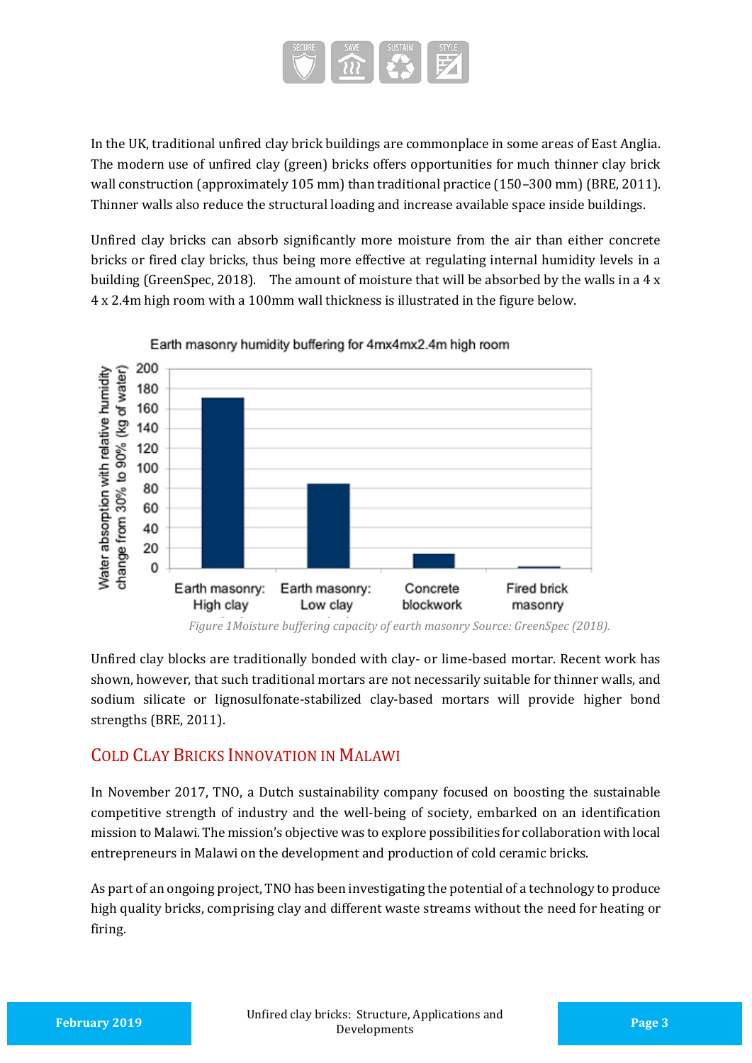In the UK, traditional unfired clay brick buildings are commonplace in some areas of East Anglia. The modern use of unfired clay (green) bricks offers opportunities for much thinner clay brick wall construction (approximately 105 mm) than traditional practice (150–300 mm) (BRE, 2011). Thinner walls also reduce the structural loading and increase available space inside buildings.

Unfired clay bricks can absorb significantly more moisture from the air than either concrete bricks or fired clay bricks, thus being more effective at regulating internal humidity levels in a building (GreenSpec, 2018). The amount of moisture that will be absorbed by the walls in a 4 x 4 x 2.4m high room with a 100mm wall thickness is illustrated in the figure below.

*Figure 1Moisture buffering capacity of earth masonry Source: GreenSpec (2018).*

Unfired clay blocks are traditionally bonded with clay- or lime-based mortar. Recent work has shown, however, that such traditional mortars are not necessarily suitable for thinner walls, and sodium silicate or lignosulfonate-stabilized clay-based mortars will provide higher bond strengths (BRE, 2011).

## Cold Clay Bricks Innovation in Malawi

In November 2017, TNO, a Dutch sustainability company focused on boosting the sustainable competitive strength of industry and the well-being of society, embarked on an identification mission to Malawi. The mission's objective was to explore possibilities for collaboration with local entrepreneurs in Malawi on the development and production of cold ceramic bricks.

As part of an ongoing project, TNO has been investigating the potential of a technology to produce high quality bricks, comprising clay and different waste streams without the need for heating or firing.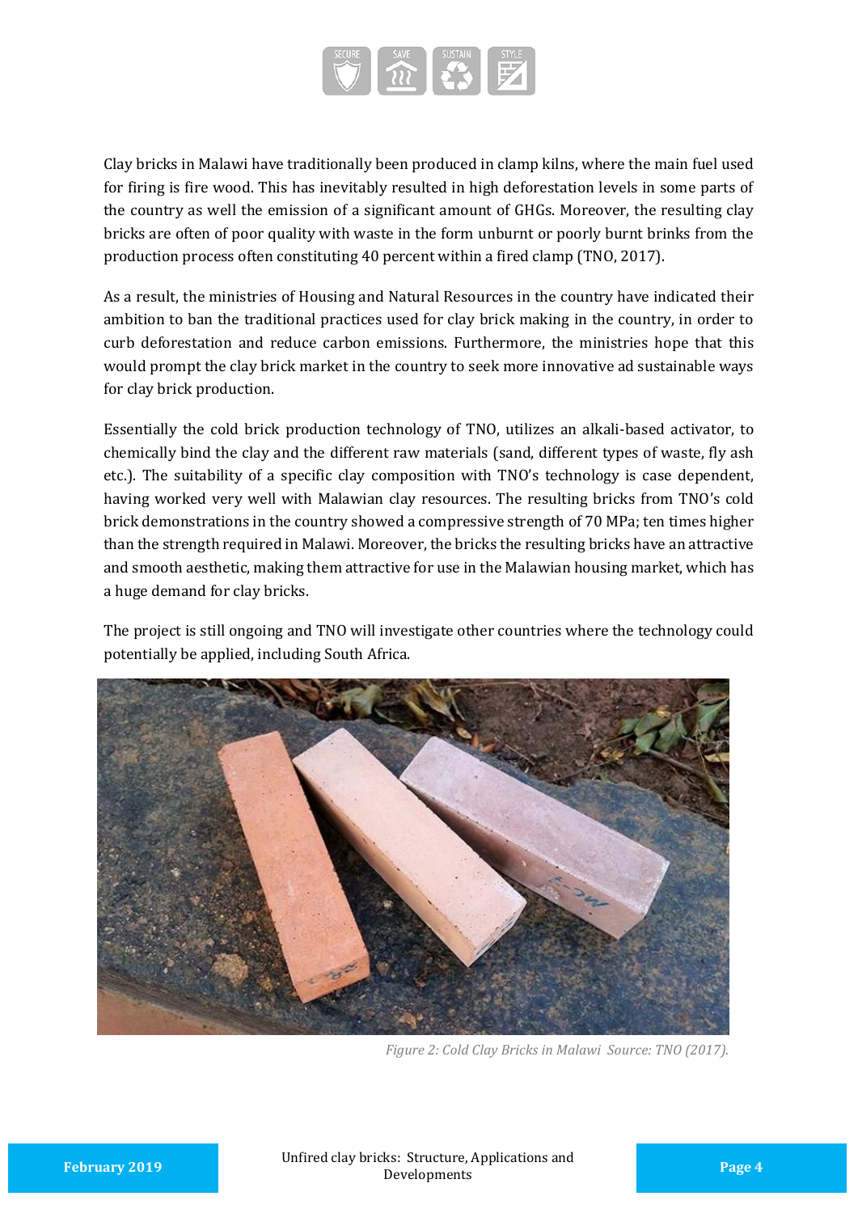Clay bricks in Malawi have traditionally been produced in clamp kilns, where the main fuel used for firing is fire wood. This has inevitably resulted in high deforestation levels in some parts of the country as well the emission of a significant amount of GHGs. Moreover, the resulting clay bricks are often of poor quality with waste in the form unburnt or poorly burnt brinks from the production process often constituting 40 percent within a fired clamp (TNO, 2017).

As a result, the ministries of Housing and Natural Resources in the country have indicated their ambition to ban the traditional practices used for clay brick making in the country, in order to curb deforestation and reduce carbon emissions. Furthermore, the ministries hope that this would prompt the clay brick market in the country to seek more innovative ad sustainable ways for clay brick production.

Essentially the cold brick production technology of TNO, utilizes an alkali-based activator, to chemically bind the clay and the different raw materials (sand, different types of waste, fly ash etc.). The suitability of a specific clay composition with TNO's technology is case dependent, having worked very well with Malawian clay resources. The resulting bricks from TNO's cold brick demonstrations in the country showed a compressive strength of 70 MPa; ten times higher than the strength required in Malawi. Moreover, the bricks the resulting bricks have an attractive and smooth aesthetic, making them attractive for use in the Malawian housing market, which has a huge demand for clay bricks.

The project is still ongoing and TNO will investigate other countries where the technology could potentially be applied, including South Africa.

*Figure 2: Cold Clay Bricks in Malawi Source: TNO (2017).*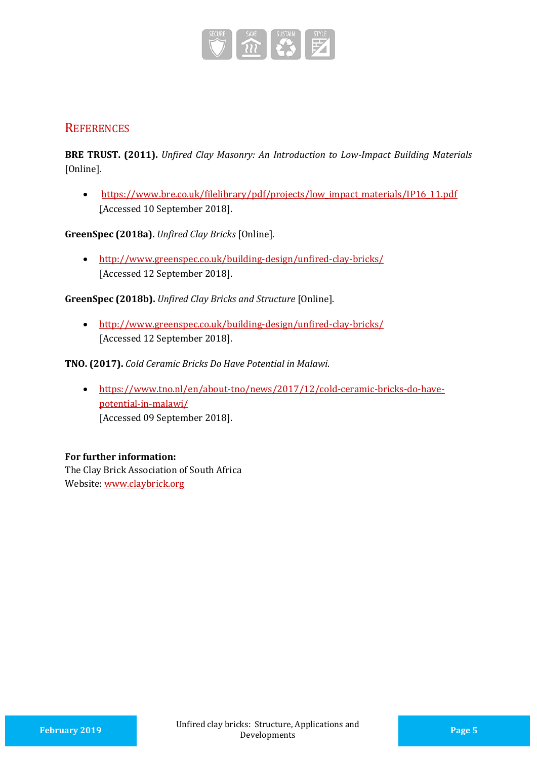## REFERENCES

**BRE TRUST. (2011).** *Unfired Clay Masonry: An Introduction to Low-Impact Building Materials* [Online].

- https://www.bre.co.uk/filelibrary/pdf/projects/low_impact_materials/IP16_11.pdf [Accessed 10 September 2018].

**GreenSpec (2018a).** *Unfired Clay Bricks* [Online].

- http://www.greenspec.co.uk/building-design/unfired-clay-bricks/ [Accessed 12 September 2018].

**GreenSpec (2018b).** *Unfired Clay Bricks and Structure* [Online].

- http://www.greenspec.co.uk/building-design/unfired-clay-bricks/ [Accessed 12 September 2018].

**TNO. (2017).** *Cold Ceramic Bricks Do Have Potential in Malawi*.

- https://www.tno.nl/en/about-tno/news/2017/12/cold-ceramic-bricks-do-have-potential-in-malawi/ [Accessed 09 September 2018].

**For further information:**
The Clay Brick Association of South Africa
Website: www.claybrick.org